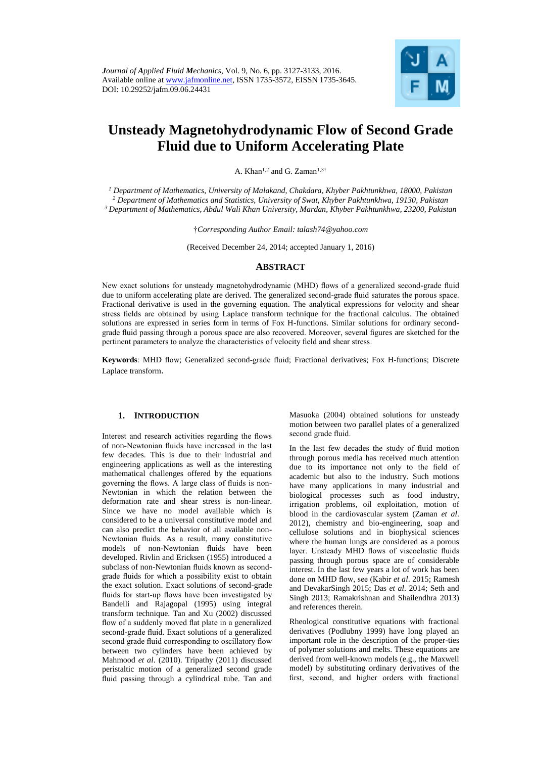*Journal of Applied Fluid Mechanics*, Vol. 9, No. 6, pp. 3127-3133, 2016.
Available online at www.jafmonline.net, ISSN 1735-3572, EISSN 1735-3645.
DOI: 10.29252/jafm.09.06.24431

# Unsteady Magnetohydrodynamic Flow of Second Grade Fluid due to Uniform Accelerating Plate

A. Khan[1,2] and G. Zaman[1,3†]

[1] *Department of Mathematics, University of Malakand, Chakdara, Khyber Pakhtunkhwa, 18000, Pakistan*
[2] *Department of Mathematics and Statistics, University of Swat, Khyber Pakhtunkhwa, 19130, Pakistan*
[3] *Department of Mathematics, Abdul Wali Khan University, Mardan, Khyber Pakhtunkhwa, 23200, Pakistan*

†*Corresponding Author Email: talash74@yahoo.com*

(Received December 24, 2014; accepted January 1, 2016)

## ABSTRACT

New exact solutions for unsteady magnetohydrodynamic (MHD) flows of a generalized second-grade fluid due to uniform accelerating plate are derived. The generalized second-grade fluid saturates the porous space. Fractional derivative is used in the governing equation. The analytical expressions for velocity and shear stress fields are obtained by using Laplace transform technique for the fractional calculus. The obtained solutions are expressed in series form in terms of Fox H-functions. Similar solutions for ordinary second-grade fluid passing through a porous space are also recovered. Moreover, several figures are sketched for the pertinent parameters to analyze the characteristics of velocity field and shear stress.

**Keywords**: MHD flow; Generalized second-grade fluid; Fractional derivatives; Fox H-functions; Discrete Laplace transform.

## 1. INTRODUCTION

Interest and research activities regarding the flows of non-Newtonian fluids have increased in the last few decades. This is due to their industrial and engineering applications as well as the interesting mathematical challenges offered by the equations governing the flows. A large class of fluids is non-Newtonian in which the relation between the deformation rate and shear stress is non-linear. Since we have no model available which is considered to be a universal constitutive model and can also predict the behavior of all available non-Newtonian fluids. As a result, many constitutive models of non-Newtonian fluids have been developed. Rivlin and Ericksen (1955) introduced a subclass of non-Newtonian fluids known as second-grade fluids for which a possibility exist to obtain the exact solution. Exact solutions of second-grade fluids for start-up flows have been investigated by Bandelli and Rajagopal (1995) using integral transform technique. Tan and Xu (2002) discussed flow of a suddenly moved flat plate in a generalized second-grade fluid. Exact solutions of a generalized second grade fluid corresponding to oscillatory flow between two cylinders have been achieved by Mahmood *et al*. (2010). Tripathy (2011) discussed peristaltic motion of a generalized second grade fluid passing through a cylindrical tube. Tan and Masuoka (2004) obtained solutions for unsteady motion between two parallel plates of a generalized second grade fluid.

In the last few decades the study of fluid motion through porous media has received much attention due to its importance not only to the field of academic but also to the industry. Such motions have many applications in many industrial and biological processes such as food industry, irrigation problems, oil exploitation, motion of blood in the cardiovascular system (Zaman *et al*. 2012), chemistry and bio-engineering, soap and cellulose solutions and in biophysical sciences where the human lungs are considered as a porous layer. Unsteady MHD flows of viscoelastic fluids passing through porous space are of considerable interest. In the last few years a lot of work has been done on MHD flow, see (Kabir *et al*. 2015; Ramesh and DevakarSingh 2015; Das *et al*. 2014; Seth and Singh 2013; Ramakrishnan and Shailendhra 2013) and references therein.

Rheological constitutive equations with fractional derivatives (Podlubny 1999) have long played an important role in the description of the proper-ties of polymer solutions and melts. These equations are derived from well-known models (e.g., the Maxwell model) by substituting ordinary derivatives of the first, second, and higher orders with fractional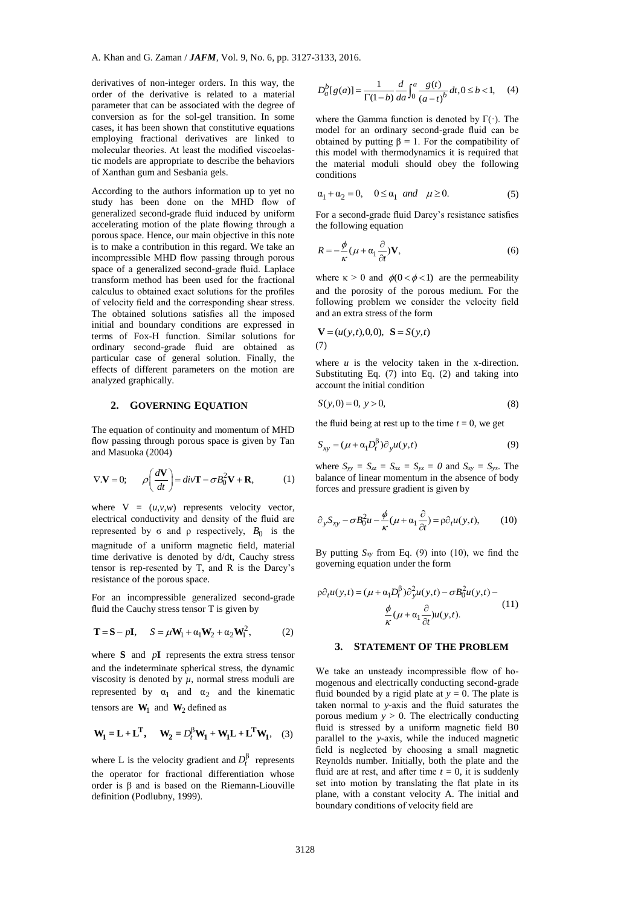derivatives of non-integer orders. In this way, the order of the derivative is related to a material parameter that can be associated with the degree of conversion as for the sol-gel transition. In some cases, it has been shown that constitutive equations employing fractional derivatives are linked to molecular theories. At least the modified viscoelastic models are appropriate to describe the behaviors of Xanthan gum and Sesbania gels.

According to the authors information up to yet no study has been done on the MHD flow of generalized second-grade fluid induced by uniform accelerating motion of the plate flowing through a porous space. Hence, our main objective in this note is to make a contribution in this regard. We take an incompressible MHD flow passing through porous space of a generalized second-grade fluid. Laplace transform method has been used for the fractional calculus to obtained exact solutions for the profiles of velocity field and the corresponding shear stress. The obtained solutions satisfies all the imposed initial and boundary conditions are expressed in terms of Fox-H function. Similar solutions for ordinary second-grade fluid are obtained as particular case of general solution. Finally, the effects of different parameters on the motion are analyzed graphically.

## 2. GOVERNING EQUATION

The equation of continuity and momentum of MHD flow passing through porous space is given by Tan and Masuoka (2004)

$$\nabla.\mathbf{V}=0; \quad \rho\left(\frac{d\mathbf{V}}{dt}\right)=div\mathbf{T}-\sigma B_0^2\mathbf{V}+\mathbf{R}, \tag{1}$$

where V = $(u,v,w)$ represents velocity vector, electrical conductivity and density of the fluid are represented by $\sigma$ and $\rho$ respectively, $B_0$ is the magnitude of a uniform magnetic field, material time derivative is denoted by d/dt, Cauchy stress tensor is rep-resented by T, and R is the Darcy's resistance of the porous space.

For an incompressible generalized second-grade fluid the Cauchy stress tensor T is given by

$$\mathbf{T}=\mathbf{S}-p\mathbf{I}, \quad S=\mu\mathbf{W}_1+\alpha_1\mathbf{W}_2+\alpha_2\mathbf{W}_1^2, \tag{2}$$

where $\mathbf{S}$ and $p\mathbf{I}$ represents the extra stress tensor and the indeterminate spherical stress, the dynamic viscosity is denoted by $\mu$, normal stress moduli are represented by $\alpha_1$ and $\alpha_2$ and the kinematic tensors are $\mathbf{W}_1$ and $\mathbf{W}_2$ defined as

$$\mathbf{W_1}=\mathbf{L}+\mathbf{L^T}, \quad \mathbf{W_2}=D_t^{\beta}\mathbf{W_1}+\mathbf{W_1}\mathbf{L}+\mathbf{L^T}\mathbf{W_1}, \tag{3}$$

where L is the velocity gradient and $D_t^{\beta}$ represents the operator for fractional differentiation whose order is $\beta$ and is based on the Riemann-Liouville definition (Podlubny, 1999).

$$D_a^b[g(a)]=\frac{1}{\Gamma(1-b)}\frac{d}{da}\int_0^a\frac{g(t)}{(a-t)^b}dt, 0\le b<1, \tag{4}$$

where the Gamma function is denoted by $\Gamma(\cdot)$. The model for an ordinary second-grade fluid can be obtained by putting $\beta = 1$. For the compatibility of this model with thermodynamics it is required that the material moduli should obey the following conditions

$$\alpha_1+\alpha_2=0, \quad 0\le\alpha_1 \ \ and \ \ \mu\ge 0. \tag{5}$$

For a second-grade fluid Darcy's resistance satisfies the following equation

$$R=-\frac{\phi}{\kappa}(\mu+\alpha_1\frac{\partial}{\partial t})\mathbf{V}, \tag{6}$$

where $\kappa > 0$ and $\phi(0<\phi<1)$ are the permeability and the porosity of the porous medium. For the following problem we consider the velocity field and an extra stress of the form

$$\mathbf{V}=(u(y,t),0,0), \ \ \mathbf{S}=S(y,t) \tag{7}$$

where $u$ is the velocity taken in the x-direction. Substituting Eq. (7) into Eq. (2) and taking into account the initial condition

$$S(y,0)=0, \ y>0, \tag{8}$$

the fluid being at rest up to the time $t = 0$, we get

$$S_{xy}=(\mu+\alpha_1 D_t^{\beta})\partial_y u(y,t) \tag{9}$$

where $S_{yy} = S_{zz} = S_{xz} = S_{yz} = 0$ and $S_{xy} = S_{yx}$. The balance of linear momentum in the absence of body forces and pressure gradient is given by

$$\partial_y S_{xy}-\sigma B_0^2 u-\frac{\phi}{\kappa}(\mu+\alpha_1\frac{\partial}{\partial t})=\rho\partial_t u(y,t), \tag{10}$$

By putting $S_{xy}$ from Eq. (9) into (10), we find the governing equation under the form

$$\rho\partial_t u(y,t)=(\mu+\alpha_1 D_t^{\beta})\partial_y^2 u(y,t)-\sigma B_0^2 u(y,t)-\frac{\phi}{\kappa}(\mu+\alpha_1\frac{\partial}{\partial t})u(y,t). \tag{11}$$

## 3. STATEMENT OF THE PROBLEM

We take an unsteady incompressible flow of homogenous and electrically conducting second-grade fluid bounded by a rigid plate at $y = 0$. The plate is taken normal to $y$-axis and the fluid saturates the porous medium $y > 0$. The electrically conducting fluid is stressed by a uniform magnetic field B0 parallel to the $y$-axis, while the induced magnetic field is neglected by choosing a small magnetic Reynolds number. Initially, both the plate and the fluid are at rest, and after time $t = 0$, it is suddenly set into motion by translating the flat plate in its plane, with a constant velocity A. The initial and boundary conditions of velocity field are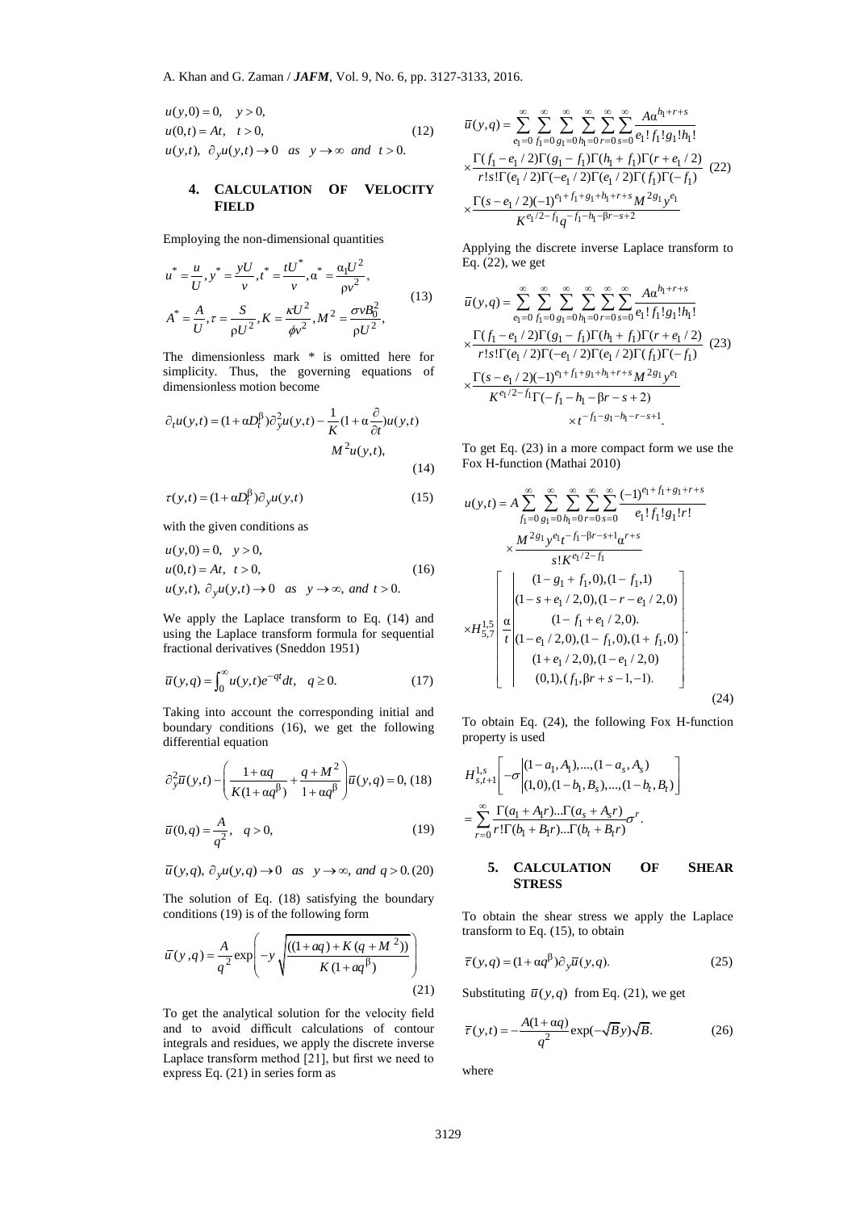$$u(y,0)=0, \quad y>0,$$
$$u(0,t)=At, \quad t>0, \tag{12}$$
$$u(y,t),\ \partial_y u(y,t)\to 0 \quad as \quad y\to\infty \ \ and \ \ t>0.$$

## 4. CALCULATION OF VELOCITY FIELD

Employing the non-dimensional quantities

$$u^*=\frac{u}{U}, y^*=\frac{yU}{\nu}, t^*=\frac{tU^*}{\nu}, \alpha^*=\frac{\alpha_1 U^2}{\rho\nu^2},$$
$$A^*=\frac{A}{U}, \tau=\frac{S}{\rho U^2}, K=\frac{\kappa U^2}{\phi\nu^2}, M^2=\frac{\sigma\nu B_0^2}{\rho U^2}, \tag{13}$$

The dimensionless mark * is omitted here for simplicity. Thus, the governing equations of dimensionless motion become

$$\partial_t u(y,t)=(1+\alpha D_t^{\beta})\partial_y^2 u(y,t)-\frac{1}{K}(1+\alpha\frac{\partial}{\partial t})u(y,t)$$
$$M^2 u(y,t), \tag{14}$$

$$\tau(y,t)=(1+\alpha D_t^{\beta})\partial_y u(y,t) \tag{15}$$

with the given conditions as

$$u(y,0)=0, \quad y>0,$$
$$u(0,t)=At, \quad t>0, \tag{16}$$
$$u(y,t),\ \partial_y u(y,t)\to 0 \quad as \quad y\to\infty, \ and \ t>0.$$

We apply the Laplace transform to Eq. (14) and using the Laplace transform formula for sequential fractional derivatives (Sneddon 1951)

$$\bar{u}(y,q)=\int_0^{\infty}u(y,t)e^{-qt}dt, \quad q\geq 0. \tag{17}$$

Taking into account the corresponding initial and boundary conditions (16), we get the following differential equation

$$\partial_y^2\bar{u}(y,t)-\left(\frac{1+\alpha q}{K(1+\alpha q^{\beta})}+\frac{q+M^2}{1+\alpha q^{\beta}}\right)\bar{u}(y,q)=0, \tag{18}$$

$$\bar{u}(0,q)=\frac{A}{q^2}, \quad q>0, \tag{19}$$

$$\bar{u}(y,q),\ \partial_y u(y,q)\to 0 \quad as \quad y\to\infty, \ and \ q>0. \tag{20}$$

The solution of Eq. (18) satisfying the boundary conditions (19) is of the following form

$$\bar{u}(y,q)=\frac{A}{q^2}\exp\left(-y\sqrt{\frac{((1+\alpha q)+K(q+M^2))}{K(1+\alpha q^{\beta})}}\right) \tag{21}$$

To get the analytical solution for the velocity field and to avoid difficult calculations of contour integrals and residues, we apply the discrete inverse Laplace transform method [21], but first we need to express Eq. (21) in series form as

$$\bar{u}(y,q)=\sum_{e_1=0}^{\infty}\sum_{f_1=0}^{\infty}\sum_{g_1=0}^{\infty}\sum_{h_1=0}^{\infty}\sum_{r=0}^{\infty}\sum_{s=0}^{\infty}\frac{A\alpha^{h_1+r+s}}{e_1!f_1!g_1!h_1!}$$
$$\times\frac{\Gamma(f_1-e_1/2)\Gamma(g_1-f_1)\Gamma(h_1+f_1)\Gamma(r+e_1/2)}{r!s!\Gamma(e_1/2)\Gamma(-e_1/2)\Gamma(e_1/2)\Gamma(f_1)\Gamma(-f_1)} \tag{22}$$
$$\times\frac{\Gamma(s-e_1/2)(-1)^{e_1+f_1+g_1+h_1+r+s}M^{2g_1}y^{e_1}}{K^{e_1/2-f_1}q^{-f_1-h_1-\beta r-s+2}}$$

Applying the discrete inverse Laplace transform to Eq. (22), we get

$$\bar{u}(y,q)=\sum_{e_1=0}^{\infty}\sum_{f_1=0}^{\infty}\sum_{g_1=0}^{\infty}\sum_{h_1=0}^{\infty}\sum_{r=0}^{\infty}\sum_{s=0}^{\infty}\frac{A\alpha^{h_1+r+s}}{e_1!f_1!g_1!h_1!}$$
$$\times\frac{\Gamma(f_1-e_1/2)\Gamma(g_1-f_1)\Gamma(h_1+f_1)\Gamma(r+e_1/2)}{r!s!\Gamma(e_1/2)\Gamma(-e_1/2)\Gamma(e_1/2)\Gamma(f_1)\Gamma(-f_1)} \tag{23}$$
$$\times\frac{\Gamma(s-e_1/2)(-1)^{e_1+f_1+g_1+h_1+r+s}M^{2g_1}y^{e_1}}{K^{e_1/2-f_1}\Gamma(-f_1-h_1-\beta r-s+2)}$$
$$\times t^{-f_1-g_1-h_1-r-s+1}.$$

To get Eq. (23) in a more compact form we use the Fox H-function (Mathai 2010)

$$u(y,t)=A\sum_{f_1=0}^{\infty}\sum_{g_1=0}^{\infty}\sum_{h_1=0}^{\infty}\sum_{r=0}^{\infty}\sum_{s=0}^{\infty}\frac{(-1)^{e_1+f_1+g_1+r+s}}{e_1!f_1!g_1!r!}$$
$$\times\frac{M^{2g_1}y^{e_1}t^{-f_1-\beta r-s+1}\alpha^{r+s}}{s!K^{e_1/2-f_1}}$$
$$\times H_{5,7}^{1,5}\left[\frac{\alpha}{t}\left|\begin{matrix}(1-g_1+f_1,0),(1-f_1,1)\\(1-s+e_1/2,0),(1-r-e_1/2,0)\\(1-f_1+e_1/2,0).\\(1-e_1/2,0),(1-f_1,0),(1+f_1,0)\\(1+e_1/2,0),(1-e_1/2,0)\\(0,1),(f_1,\beta r+s-1,-1).\end{matrix}\right.\right]. \tag{24}$$

To obtain Eq. (24), the following Fox H-function property is used

$$H_{s,t+1}^{1,s}\left[-\sigma\left|\begin{matrix}(1-a_1,A_1),\ldots,(1-a_s,A_s)\\(1,0),(1-b_1,B_s),\ldots,(1-b_t,B_t)\end{matrix}\right.\right]$$
$$=\sum_{r=0}^{\infty}\frac{\Gamma(a_1+A_1r)\ldots\Gamma(a_s+A_sr)}{r!\Gamma(b_1+B_1r)\ldots\Gamma(b_t+B_tr)}\sigma^r.$$

## 5. CALCULATION OF SHEAR STRESS

To obtain the shear stress we apply the Laplace transform to Eq. (15), to obtain

$$\bar{\tau}(y,q)=(1+\alpha q^{\beta})\partial_y\bar{u}(y,q). \tag{25}$$

Substituting $\bar{u}(y,q)$ from Eq. (21), we get

$$\bar{\tau}(y,t)=-\frac{A(1+\alpha q)}{q^2}\exp(-\sqrt{B}y)\sqrt{B}. \tag{26}$$

where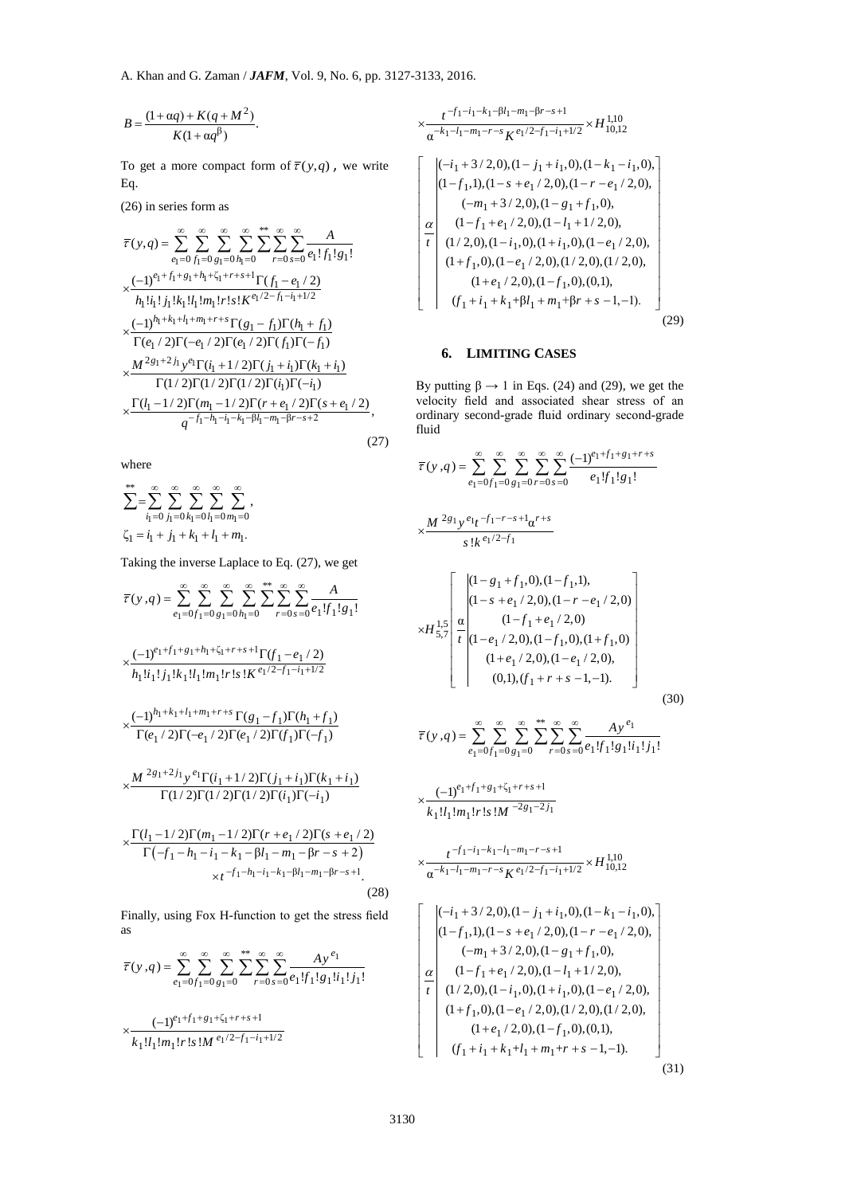$$B = \frac{(1+\alpha q) + K(q+M^2)}{K(1+\alpha q^{\beta})}.$$

To get a more compact form of $\overline{\tau}(y,q)$, we write Eq.

(26) in series form as

$$\overline{\tau}(y,q) = \sum_{e_1=0}^{\infty}\sum_{f_1=0}^{\infty}\sum_{g_1=0}^{\infty}\sum_{h_1=0}^{\infty}\sum^{**}\sum_{r=0}^{\infty}\sum_{s=0}^{\infty}\frac{A}{e_1!f_1!g_1!}$$
$$\times\frac{(-1)^{e_1+f_1+g_1+h_1+\zeta_1+r+s+1}\Gamma(f_1-e_1/2)}{h_1!i_1!j_1!k_1!l_1!m_1!r!s!K^{e_1/2-f_1-i_1+1/2}}$$
$$\times\frac{(-1)^{h_1+k_1+l_1+m_1+r+s}\Gamma(g_1-f_1)\Gamma(h_1+f_1)}{\Gamma(e_1/2)\Gamma(-e_1/2)\Gamma(e_1/2)\Gamma(f_1)\Gamma(-f_1)}$$
$$\times\frac{M^{2g_1+2j_1}y^{e_1}\Gamma(i_1+1/2)\Gamma(j_1+i_1)\Gamma(k_1+i_1)}{\Gamma(1/2)\Gamma(1/2)\Gamma(1/2)\Gamma(i_1)\Gamma(-i_1)}$$
$$\times\frac{\Gamma(l_1-1/2)\Gamma(m_1-1/2)\Gamma(r+e_1/2)\Gamma(s+e_1/2)}{q^{-f_1-h_1-i_1-k_1-\beta l_1-m_1-\beta r-s+2}}, \tag{27}$$

where

$$\sum^{**} = \sum_{i_1=0}^{\infty}\sum_{j_1=0}^{\infty}\sum_{k_1=0}^{\infty}\sum_{l_1=0}^{\infty}\sum_{m_1=0}^{\infty},$$
$$\zeta_1 = i_1 + j_1 + k_1 + l_1 + m_1.$$

Taking the inverse Laplace to Eq. (27), we get

$$\overline{\tau}(y,q) = \sum_{e_1=0}^{\infty}\sum_{f_1=0}^{\infty}\sum_{g_1=0}^{\infty}\sum_{h_1=0}^{\infty}\sum^{**}\sum_{r=0}^{\infty}\sum_{s=0}^{\infty}\frac{A}{e_1!f_1!g_1!}$$
$$\times\frac{(-1)^{e_1+f_1+g_1+h_1+\zeta_1+r+s+1}\Gamma(f_1-e_1/2)}{h_1!i_1!j_1!k_1!l_1!m_1!r!s!K^{e_1/2-f_1-i_1+1/2}}$$
$$\times\frac{(-1)^{h_1+k_1+l_1+m_1+r+s}\Gamma(g_1-f_1)\Gamma(h_1+f_1)}{\Gamma(e_1/2)\Gamma(-e_1/2)\Gamma(e_1/2)\Gamma(f_1)\Gamma(-f_1)}$$
$$\times\frac{M^{2g_1+2j_1}y^{e_1}\Gamma(i_1+1/2)\Gamma(j_1+i_1)\Gamma(k_1+i_1)}{\Gamma(1/2)\Gamma(1/2)\Gamma(1/2)\Gamma(i_1)\Gamma(-i_1)}$$
$$\times\frac{\Gamma(l_1-1/2)\Gamma(m_1-1/2)\Gamma(r+e_1/2)\Gamma(s+e_1/2)}{\Gamma\left(-f_1-h_1-i_1-k_1-\beta l_1-m_1-\beta r-s+2\right)} \times t^{-f_1-h_1-i_1-k_1-\beta l_1-m_1-\beta r-s+1}. \tag{28}$$

Finally, using Fox H-function to get the stress field as

$$\overline{\tau}(y,q) = \sum_{e_1=0}^{\infty}\sum_{f_1=0}^{\infty}\sum_{g_1=0}^{\infty}\sum^{**}\sum_{r=0}^{\infty}\sum_{s=0}^{\infty}\frac{Ay^{e_1}}{e_1!f_1!g_1!i_1!j_1!}$$
$$\times\frac{(-1)^{e_1+f_1+g_1+\zeta_1+r+s+1}}{k_1!l_1!m_1!r!s!M^{e_1/2-f_1-i_1+1/2}}$$
$$\times\frac{t^{-f_1-i_1-k_1-\beta l_1-m_1-\beta r-s+1}}{\alpha^{-k_1-l_1-m_1-r-s}K^{e_1/2-f_1-i_1+1/2}}\times H_{10,12}^{1,10}$$
$$\left[\frac{\alpha}{t}\left|\begin{matrix}(-i_1+3/2,0),(1-j_1+i_1,0),(1-k_1-i_1,0),\\(1-f_1,1),(1-s+e_1/2,0),(1-r-e_1/2,0),\\(-m_1+3/2,0),(1-g_1+f_1,0),\\(1-f_1+e_1/2,0),(1-l_1+1/2,0),\\(1/2,0),(1-i_1,0),(1+i_1,0),(1-e_1/2,0),\\(1+f_1,0),(1-e_1/2,0),(1/2,0),(1/2,0),\\(1+e_1/2,0),(1-f_1,0),(0,1),\\(f_1+i_1+k_1+\beta l_1+m_1+\beta r+s-1,-1).\end{matrix}\right.\right] \tag{29}$$

## 6. LIMITING CASES

By putting $\beta \to 1$ in Eqs. (24) and (29), we get the velocity field and associated shear stress of an ordinary second-grade fluid ordinary second-grade fluid

$$\overline{\tau}(y,q) = \sum_{e_1=0}^{\infty}\sum_{f_1=0}^{\infty}\sum_{g_1=0}^{\infty}\sum_{r=0}^{\infty}\sum_{s=0}^{\infty}\frac{(-1)^{e_1+f_1+g_1+r+s}}{e_1!f_1!g_1!}$$
$$\times\frac{M^{2g_1}y^{e_1}t^{-f_1-r-s+1}\alpha^{r+s}}{s!k^{e_1/2-f_1}}$$
$$\times H_{5,7}^{1,5}\left[\frac{\alpha}{t}\left|\begin{matrix}(1-g_1+f_1,0),(1-f_1,1),\\(1-s+e_1/2,0),(1-r-e_1/2,0)\\(1-f_1+e_1/2,0)\\(1-e_1/2,0),(1-f_1,0),(1+f_1,0)\\(1+e_1/2,0),(1-e_1/2,0),\\(0,1),(f_1+r+s-1,-1).\end{matrix}\right.\right] \tag{30}$$

$$\overline{\tau}(y,q) = \sum_{e_1=0}^{\infty}\sum_{f_1=0}^{\infty}\sum_{g_1=0}^{\infty}\sum^{**}\sum_{r=0}^{\infty}\sum_{s=0}^{\infty}\frac{Ay^{e_1}}{e_1!f_1!g_1!i_1!j_1!}$$
$$\times\frac{(-1)^{e_1+f_1+g_1+\zeta_1+r+s+1}}{k_1!l_1!m_1!r!s!M^{-2g_1-2j_1}}$$
$$\times\frac{t^{-f_1-i_1-k_1-l_1-m_1-r-s+1}}{\alpha^{-k_1-l_1-m_1-r-s}K^{e_1/2-f_1-i_1+1/2}}\times H_{10,12}^{1,10}$$
$$\left[\frac{\alpha}{t}\left|\begin{matrix}(-i_1+3/2,0),(1-j_1+i_1,0),(1-k_1-i_1,0),\\(1-f_1,1),(1-s+e_1/2,0),(1-r-e_1/2,0),\\(-m_1+3/2,0),(1-g_1+f_1,0),\\(1-f_1+e_1/2,0),(1-l_1+1/2,0),\\(1/2,0),(1-i_1,0),(1+i_1,0),(1-e_1/2,0),\\(1+f_1,0),(1-e_1/2,0),(1/2,0),(1/2,0),\\(1+e_1/2,0),(1-f_1,0),(0,1),\\(f_1+i_1+k_1+l_1+m_1+r+s-1,-1).\end{matrix}\right.\right] \tag{31}$$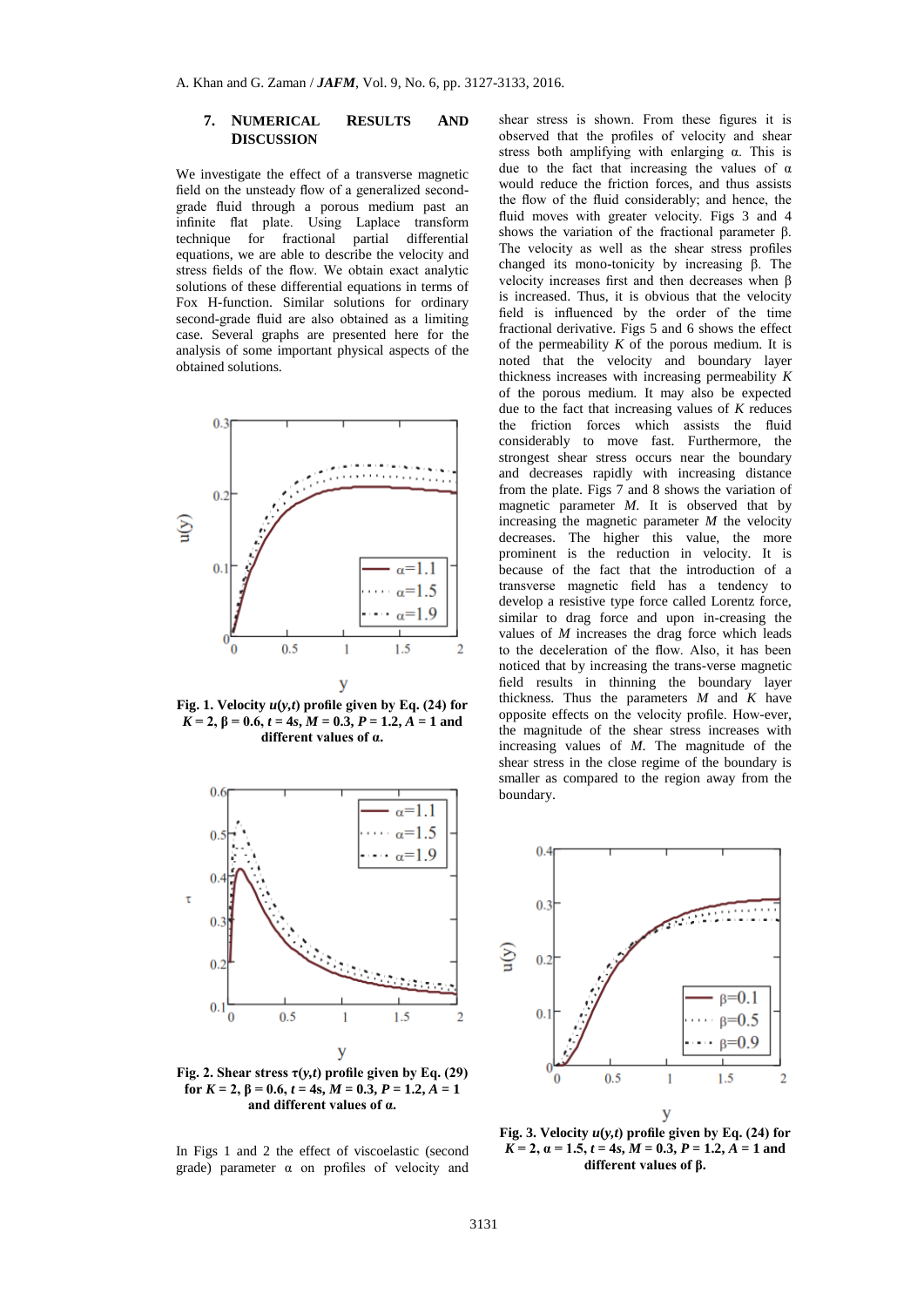## 7. NUMERICAL RESULTS AND DISCUSSION

We investigate the effect of a transverse magnetic field on the unsteady flow of a generalized second-grade fluid through a porous medium past an infinite flat plate. Using Laplace transform technique for fractional partial differential equations, we are able to describe the velocity and stress fields of the flow. We obtain exact analytic solutions of these differential equations in terms of Fox H-function. Similar solutions for ordinary second-grade fluid are also obtained as a limiting case. Several graphs are presented here for the analysis of some important physical aspects of the obtained solutions.

0.3
0.2
0.1
0
u(y)
0 0.5 1 1.5 2
y
α=1.1
α=1.5
α=1.9

**Fig. 1. Velocity $u(y,t)$ profile given by Eq. (24) for $K = 2$, $\beta = 0.6$, $t = 4s$, $M = 0.3$, $P = 1.2$, $A = 1$ and different values of $\alpha$.**

0.6
0.5
0.4
0.3
0.2
0.1
τ
0 0.5 1 1.5 2
y
α=1.1
α=1.5
α=1.9

**Fig. 2. Shear stress $\tau(y,t)$ profile given by Eq. (29) for $K = 2$, $\beta = 0.6$, $t = 4s$, $M = 0.3$, $P = 1.2$, $A = 1$ and different values of $\alpha$.**

In Figs 1 and 2 the effect of viscoelastic (second grade) parameter $\alpha$ on profiles of velocity and shear stress is shown. From these figures it is observed that the profiles of velocity and shear stress both amplifying with enlarging $\alpha$. This is due to the fact that increasing the values of $\alpha$ would reduce the friction forces, and thus assists the flow of the fluid considerably; and hence, the fluid moves with greater velocity. Figs 3 and 4 shows the variation of the fractional parameter $\beta$. The velocity as well as the shear stress profiles changed its mono-tonicity by increasing $\beta$. The velocity increases first and then decreases when $\beta$ is increased. Thus, it is obvious that the velocity field is influenced by the order of the time fractional derivative. Figs 5 and 6 shows the effect of the permeability $K$ of the porous medium. It is noted that the velocity and boundary layer thickness increases with increasing permeability $K$ of the porous medium. It may also be expected due to the fact that increasing values of $K$ reduces the friction forces which assists the fluid considerably to move fast. Furthermore, the strongest shear stress occurs near the boundary and decreases rapidly with increasing distance from the plate. Figs 7 and 8 shows the variation of magnetic parameter $M$. It is observed that by increasing the magnetic parameter $M$ the velocity decreases. The higher this value, the more prominent is the reduction in velocity. It is because of the fact that the introduction of a transverse magnetic field has a tendency to develop a resistive type force called Lorentz force, similar to drag force and upon in-creasing the values of $M$ increases the drag force which leads to the deceleration of the flow. Also, it has been noticed that by increasing the trans-verse magnetic field results in thinning the boundary layer thickness. Thus the parameters $M$ and $K$ have opposite effects on the velocity profile. How-ever, the magnitude of the shear stress increases with increasing values of $M$. The magnitude of the shear stress in the close regime of the boundary is smaller as compared to the region away from the boundary.

0.4
0.3
0.2
0.1
0
u(y)
0 0.5 1 1.5 2
y
β=0.1
β=0.5
β=0.9

**Fig. 3. Velocity $u(y,t)$ profile given by Eq. (24) for $K = 2$, $\alpha = 1.5$, $t = 4s$, $M = 0.3$, $P = 1.2$, $A = 1$ and different values of $\beta$.**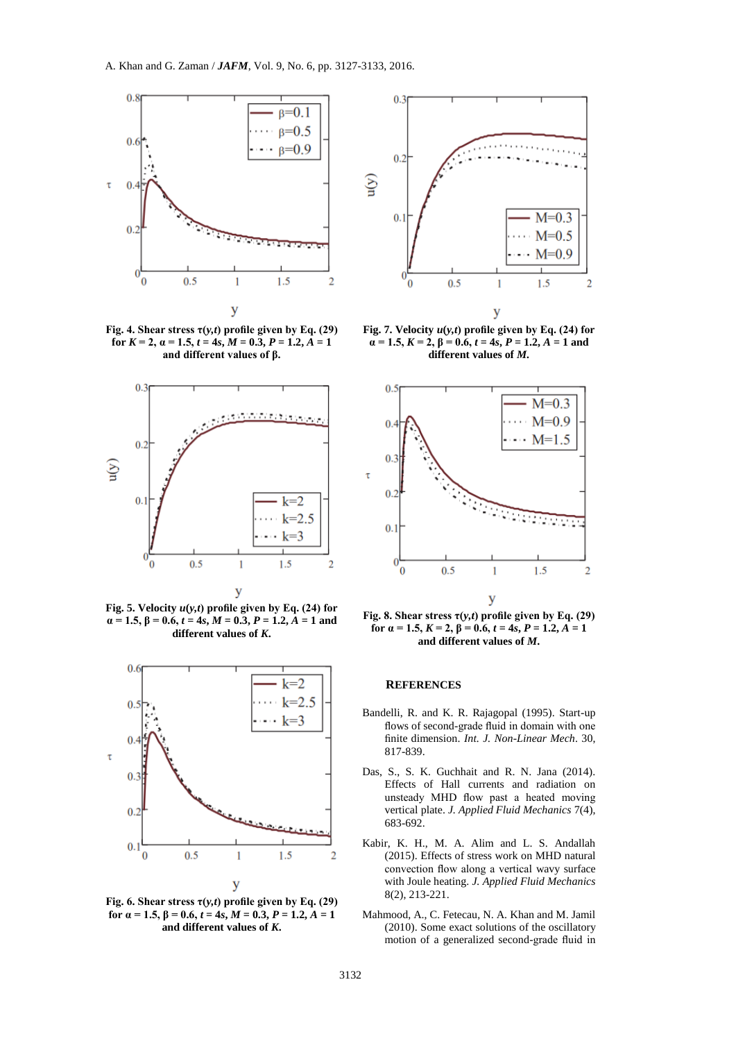0.8
0.6
0.4
0.2
0
τ
0
0.5
1
1.5
2
y
β=0.1
β=0.5
β=0.9

**Fig. 4. Shear stress $\tau(y,t)$ profile given by Eq. (29) for $K = 2$, $\alpha = 1.5$, $t = 4s$, $M = 0.3$, $P = 1.2$, $A = 1$ and different values of β.**

0.3
0.2
0.1
0
u(y)
0
0.5
1
1.5
2
y
k=2
k=2.5
k=3

**Fig. 5. Velocity $u(y,t)$ profile given by Eq. (24) for $\alpha = 1.5$, $\beta = 0.6$, $t = 4s$, $M = 0.3$, $P = 1.2$, $A = 1$ and different values of $K$.**

0.6
0.5
0.4
0.3
0.2
0.1
τ
0
0.5
1
1.5
2
y
k=2
k=2.5
k=3

**Fig. 6. Shear stress $\tau(y,t)$ profile given by Eq. (29) for $\alpha = 1.5$, $\beta = 0.6$, $t = 4s$, $M = 0.3$, $P = 1.2$, $A = 1$ and different values of $K$.**

0.3
0.2
0.1
0
u(y)
0
0.5
1
1.5
2
y
M=0.3
M=0.5
M=0.9

**Fig. 7. Velocity $u(y,t)$ profile given by Eq. (24) for $\alpha = 1.5$, $K = 2$, $\beta = 0.6$, $t = 4s$, $P = 1.2$, $A = 1$ and different values of $M$.**

0.5
0.4
0.3
0.2
0.1
0
τ
0
0.5
1
1.5
2
y
M=0.3
M=0.9
M=1.5

**Fig. 8. Shear stress $\tau(y,t)$ profile given by Eq. (29) for $\alpha = 1.5$, $K = 2$, $\beta = 0.6$, $t = 4s$, $P = 1.2$, $A = 1$ and different values of $M$.**

## REFERENCES

Bandelli, R. and K. R. Rajagopal (1995). Start-up flows of second-grade fluid in domain with one finite dimension. *Int. J. Non-Linear Mech*. 30, 817-839.

Das, S., S. K. Guchhait and R. N. Jana (2014). Effects of Hall currents and radiation on unsteady MHD flow past a heated moving vertical plate. *J. Applied Fluid Mechanics* 7(4), 683-692.

Kabir, K. H., M. A. Alim and L. S. Andallah (2015). Effects of stress work on MHD natural convection flow along a vertical wavy surface with Joule heating. *J. Applied Fluid Mechanics* 8(2), 213-221.

Mahmood, A., C. Fetecau, N. A. Khan and M. Jamil (2010). Some exact solutions of the oscillatory motion of a generalized second-grade fluid in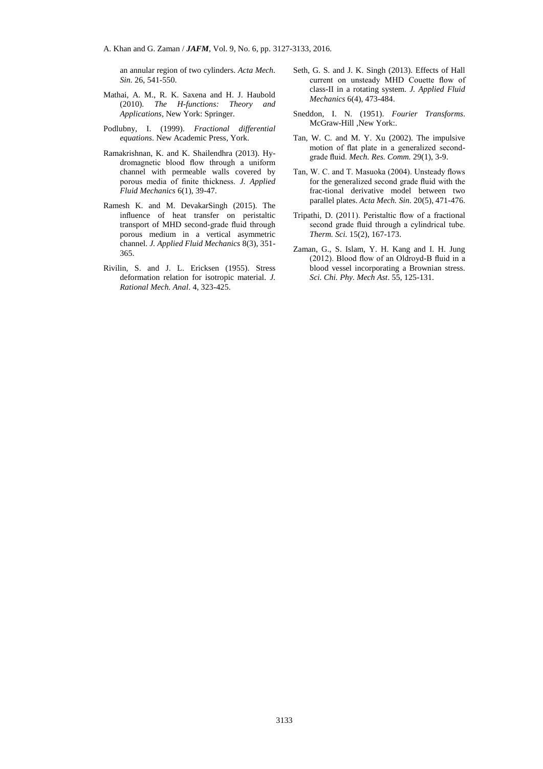an annular region of two cylinders. *Acta Mech. Sin.* 26, 541-550.

Mathai, A. M., R. K. Saxena and H. J. Haubold (2010). *The H-functions: Theory and Applications*, New York: Springer.

Podlubny, I. (1999). *Fractional differential equations*. New Academic Press, York.

Ramakrishnan, K. and K. Shailendhra (2013). Hydromagnetic blood flow through a uniform channel with permeable walls covered by porous media of finite thickness. *J. Applied Fluid Mechanics* 6(1), 39-47.

Ramesh K. and M. DevakarSingh (2015). The influence of heat transfer on peristaltic transport of MHD second-grade fluid through porous medium in a vertical asymmetric channel. *J. Applied Fluid Mechanics* 8(3), 351-365.

Rivilin, S. and J. L. Ericksen (1955). Stress deformation relation for isotropic material. *J. Rational Mech. Anal*. 4, 323-425.

Seth, G. S. and J. K. Singh (2013). Effects of Hall current on unsteady MHD Couette flow of class-II in a rotating system. *J. Applied Fluid Mechanics* 6(4), 473-484.

Sneddon, I. N. (1951). *Fourier Transforms*. McGraw-Hill ,New York:.

Tan, W. C. and M. Y. Xu (2002). The impulsive motion of flat plate in a generalized second-grade fluid. *Mech. Res. Comm.* 29(1), 3-9.

Tan, W. C. and T. Masuoka (2004). Unsteady flows for the generalized second grade fluid with the frac-tional derivative model between two parallel plates. *Acta Mech. Sin.* 20(5), 471-476.

Tripathi, D. (2011). Peristaltic flow of a fractional second grade fluid through a cylindrical tube. *Therm. Sci.* 15(2), 167-173.

Zaman, G., S. Islam, Y. H. Kang and I. H. Jung (2012). Blood flow of an Oldroyd-B fluid in a blood vessel incorporating a Brownian stress. *Sci. Chi. Phy. Mech Ast*. 55, 125-131.